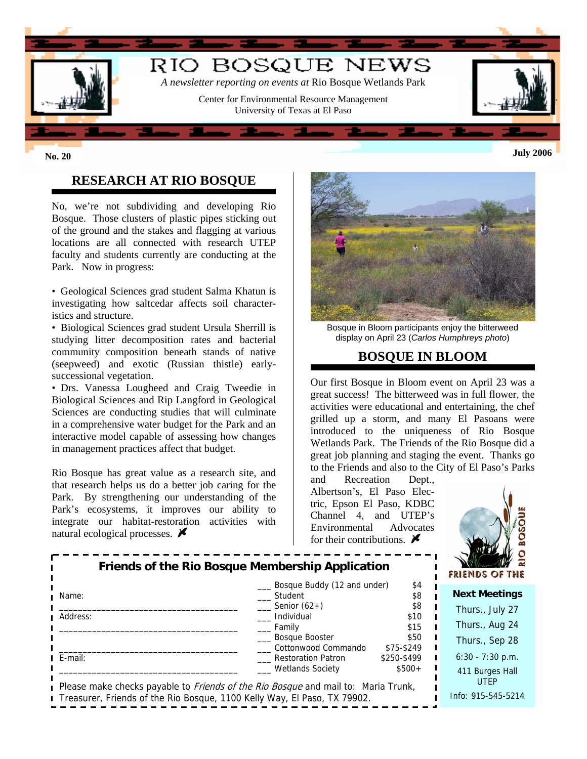# RIO BOSQUE NEWS

*A newsletter reporting on events at* Rio Bosque Wetlands Park

Center for Environmental Resource Management
University of Texas at El Paso

**No. 20** **July 2006**

## RESEARCH AT RIO BOSQUE

No, we're not subdividing and developing Rio Bosque. Those clusters of plastic pipes sticking out of the ground and the stakes and flagging at various locations are all connected with research UTEP faculty and students currently are conducting at the Park. Now in progress:

- Geological Sciences grad student Salma Khatun is investigating how saltcedar affects soil characteristics and structure.
- Biological Sciences grad student Ursula Sherrill is studying litter decomposition rates and bacterial community composition beneath stands of native (seepweed) and exotic (Russian thistle) early-successional vegetation.
- Drs. Vanessa Lougheed and Craig Tweedie in Biological Sciences and Rip Langford in Geological Sciences are conducting studies that will culminate in a comprehensive water budget for the Park and an interactive model capable of assessing how changes in management practices affect that budget.

Rio Bosque has great value as a research site, and that research helps us do a better job caring for the Park. By strengthening our understanding of the Park's ecosystems, it improves our ability to integrate our habitat-restoration activities with natural ecological processes. ✗

Bosque in Bloom participants enjoy the bitterweed display on April 23 (*Carlos Humphreys photo*)

## BOSQUE IN BLOOM

Our first Bosque in Bloom event on April 23 was a great success! The bitterweed was in full flower, the activities were educational and entertaining, the chef grilled up a storm, and many El Pasoans were introduced to the uniqueness of Rio Bosque Wetlands Park. The Friends of the Rio Bosque did a great job planning and staging the event. Thanks go to the Friends and also to the City of El Paso's Parks and Recreation Dept., Albertson's, El Paso Electric, Epson El Paso, KDBC Channel 4, and UTEP's Environmental Advocates for their contributions. ✗

### Friends of the Rio Bosque Membership Application

Name: ____________________________________

Address: ____________________________________

____________________________________

E-mail: ____________________________________

| | |
|---|---|
| ___ Bosque Buddy (12 and under) | $4 |
| ___ Student | $8 |
| ___ Senior (62+) | $8 |
| ___ Individual | $10 |
| ___ Family | $15 |
| ___ Bosque Booster | $50 |
| ___ Cottonwood Commando | $75-$249 |
| ___ Restoration Patron | $250-$499 |
| ___ Wetlands Society | $500+ |

Please make checks payable to *Friends of the Rio Bosque* and mail to: Maria Trunk, Treasurer, Friends of the Rio Bosque, 1100 Kelly Way, El Paso, TX 79902.

FRIENDS OF THE RIO BOSQUE

**Next Meetings**

Thurs., July 27
Thurs., Aug 24
Thurs., Sep 28

6:30 - 7:30 p.m.

411 Burges Hall
UTEP

Info: 915-545-5214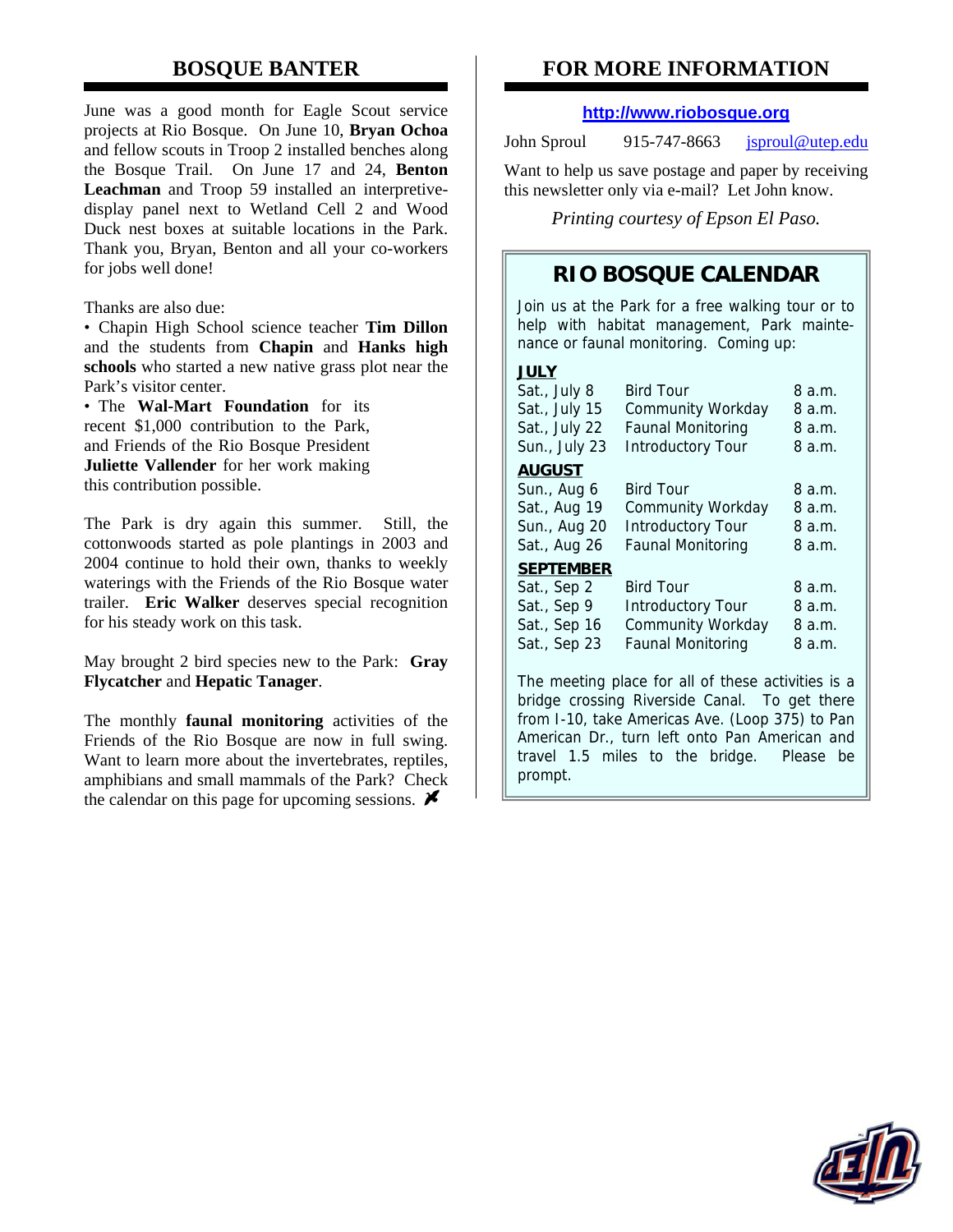## BOSQUE BANTER

June was a good month for Eagle Scout service projects at Rio Bosque. On June 10, **Bryan Ochoa** and fellow scouts in Troop 2 installed benches along the Bosque Trail. On June 17 and 24, **Benton Leachman** and Troop 59 installed an interpretive-display panel next to Wetland Cell 2 and Wood Duck nest boxes at suitable locations in the Park. Thank you, Bryan, Benton and all your co-workers for jobs well done!

Thanks are also due:

- Chapin High School science teacher **Tim Dillon** and the students from **Chapin** and **Hanks high schools** who started a new native grass plot near the Park's visitor center.
- The **Wal-Mart Foundation** for its recent $1,000 contribution to the Park, and Friends of the Rio Bosque President **Juliette Vallender** for her work making this contribution possible.

The Park is dry again this summer. Still, the cottonwoods started as pole plantings in 2003 and 2004 continue to hold their own, thanks to weekly waterings with the Friends of the Rio Bosque water trailer. **Eric Walker** deserves special recognition for his steady work on this task.

May brought 2 bird species new to the Park: **Gray Flycatcher** and **Hepatic Tanager**.

The monthly **faunal monitoring** activities of the Friends of the Rio Bosque are now in full swing. Want to learn more about the invertebrates, reptiles, amphibians and small mammals of the Park? Check the calendar on this page for upcoming sessions.

## FOR MORE INFORMATION

**http://www.riobosque.org**

John Sproul 915-747-8663 jsproul@utep.edu

Want to help us save postage and paper by receiving this newsletter only via e-mail? Let John know.

*Printing courtesy of Epson El Paso.*

## RIO BOSQUE CALENDAR

Join us at the Park for a free walking tour or to help with habitat management, Park maintenance or faunal monitoring. Coming up:

**JULY**

| | | |
|---|---|---|
| Sat., July 8 | Bird Tour | 8 a.m. |
| Sat., July 15 | Community Workday | 8 a.m. |
| Sat., July 22 | Faunal Monitoring | 8 a.m. |
| Sun., July 23 | Introductory Tour | 8 a.m. |

**AUGUST**

| | | |
|---|---|---|
| Sun., Aug 6 | Bird Tour | 8 a.m. |
| Sat., Aug 19 | Community Workday | 8 a.m. |
| Sun., Aug 20 | Introductory Tour | 8 a.m. |
| Sat., Aug 26 | Faunal Monitoring | 8 a.m. |

**SEPTEMBER**

| | | |
|---|---|---|
| Sat., Sep 2 | Bird Tour | 8 a.m. |
| Sat., Sep 9 | Introductory Tour | 8 a.m. |
| Sat., Sep 16 | Community Workday | 8 a.m. |
| Sat., Sep 23 | Faunal Monitoring | 8 a.m. |

The meeting place for all of these activities is a bridge crossing Riverside Canal. To get there from I-10, take Americas Ave. (Loop 375) to Pan American Dr., turn left onto Pan American and travel 1.5 miles to the bridge. Please be prompt.